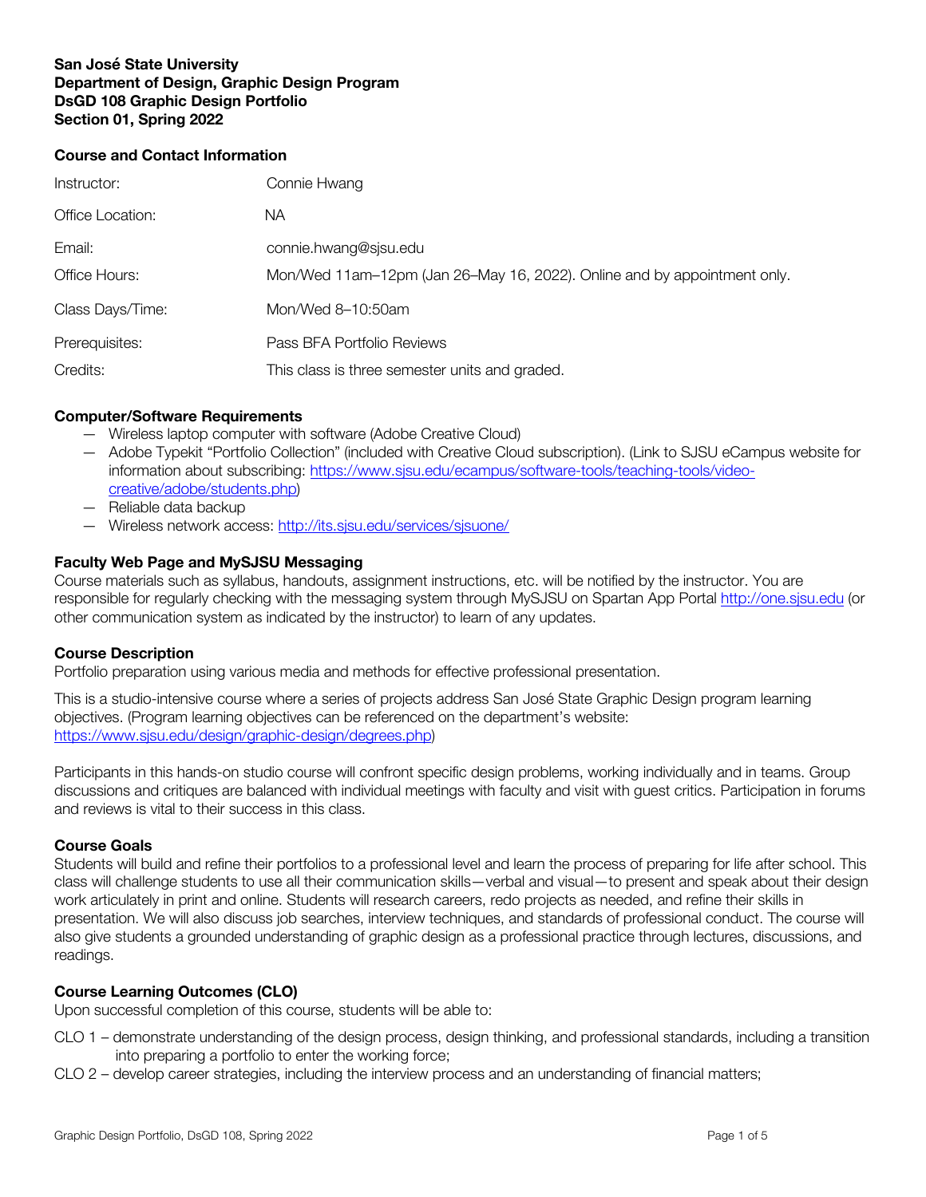**San José State University**
**Department of Design, Graphic Design Program**
**DsGD 108 Graphic Design Portfolio**
**Section 01, Spring 2022**

## Course and Contact Information

| | |
|---|---|
| Instructor: | Connie Hwang |
| Office Location: | NA |
| Email: | connie.hwang@sjsu.edu |
| Office Hours: | Mon/Wed 11am–12pm (Jan 26–May 16, 2022). Online and by appointment only. |
| Class Days/Time: | Mon/Wed 8–10:50am |
| Prerequisites: | Pass BFA Portfolio Reviews |
| Credits: | This class is three semester units and graded. |

## Computer/Software Requirements

— Wireless laptop computer with software (Adobe Creative Cloud)
— Adobe Typekit "Portfolio Collection" (included with Creative Cloud subscription). (Link to SJSU eCampus website for information about subscribing: https://www.sjsu.edu/ecampus/software-tools/teaching-tools/video-creative/adobe/students.php)
— Reliable data backup
— Wireless network access: http://its.sjsu.edu/services/sjsuone/

## Faculty Web Page and MySJSU Messaging

Course materials such as syllabus, handouts, assignment instructions, etc. will be notified by the instructor. You are responsible for regularly checking with the messaging system through MySJSU on Spartan App Portal http://one.sjsu.edu (or other communication system as indicated by the instructor) to learn of any updates.

## Course Description

Portfolio preparation using various media and methods for effective professional presentation.

This is a studio-intensive course where a series of projects address San José State Graphic Design program learning objectives. (Program learning objectives can be referenced on the department's website: https://www.sjsu.edu/design/graphic-design/degrees.php)

Participants in this hands-on studio course will confront specific design problems, working individually and in teams. Group discussions and critiques are balanced with individual meetings with faculty and visit with guest critics. Participation in forums and reviews is vital to their success in this class.

## Course Goals

Students will build and refine their portfolios to a professional level and learn the process of preparing for life after school. This class will challenge students to use all their communication skills—verbal and visual—to present and speak about their design work articulately in print and online. Students will research careers, redo projects as needed, and refine their skills in presentation. We will also discuss job searches, interview techniques, and standards of professional conduct. The course will also give students a grounded understanding of graphic design as a professional practice through lectures, discussions, and readings.

## Course Learning Outcomes (CLO)

Upon successful completion of this course, students will be able to:

CLO 1 – demonstrate understanding of the design process, design thinking, and professional standards, including a transition into preparing a portfolio to enter the working force;

CLO 2 – develop career strategies, including the interview process and an understanding of financial matters;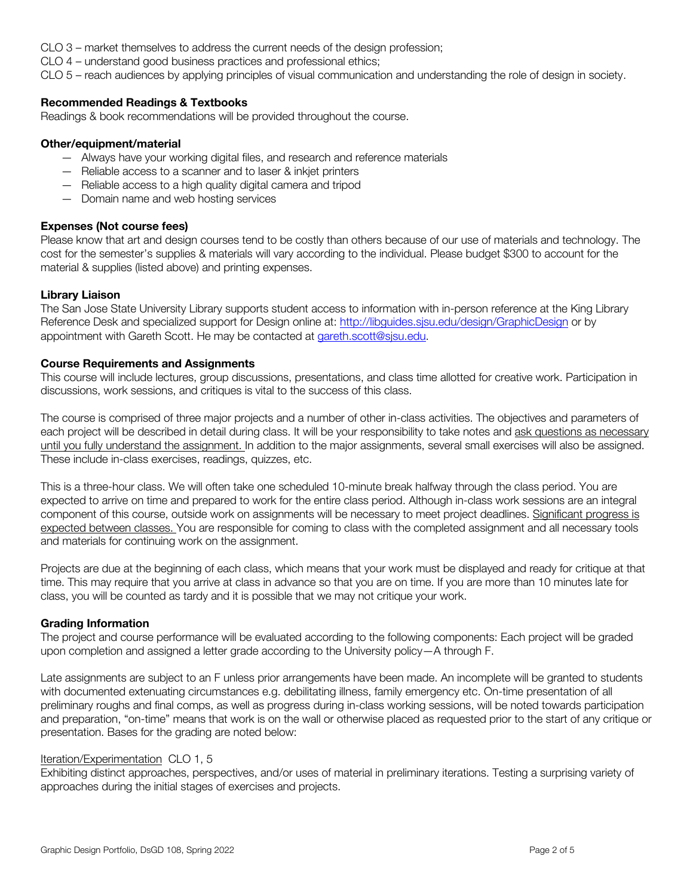CLO 3 – market themselves to address the current needs of the design profession;
CLO 4 – understand good business practices and professional ethics;
CLO 5 – reach audiences by applying principles of visual communication and understanding the role of design in society.

**Recommended Readings & Textbooks**
Readings & book recommendations will be provided throughout the course.

**Other/equipment/material**

- Always have your working digital files, and research and reference materials
- Reliable access to a scanner and to laser & inkjet printers
- Reliable access to a high quality digital camera and tripod
- Domain name and web hosting services

**Expenses (Not course fees)**
Please know that art and design courses tend to be costly than others because of our use of materials and technology. The cost for the semester's supplies & materials will vary according to the individual. Please budget $300 to account for the material & supplies (listed above) and printing expenses.

**Library Liaison**
The San Jose State University Library supports student access to information with in-person reference at the King Library Reference Desk and specialized support for Design online at: [http://libguides.sjsu.edu/design/GraphicDesign](http://libguides.sjsu.edu/design/GraphicDesign) or by appointment with Gareth Scott. He may be contacted at [gareth.scott@sjsu.edu](mailto:gareth.scott@sjsu.edu).

**Course Requirements and Assignments**
This course will include lectures, group discussions, presentations, and class time allotted for creative work. Participation in discussions, work sessions, and critiques is vital to the success of this class.

The course is comprised of three major projects and a number of other in-class activities. The objectives and parameters of each project will be described in detail during class. It will be your responsibility to take notes and ask questions as necessary until you fully understand the assignment. In addition to the major assignments, several small exercises will also be assigned. These include in-class exercises, readings, quizzes, etc.

This is a three-hour class. We will often take one scheduled 10-minute break halfway through the class period. You are expected to arrive on time and prepared to work for the entire class period. Although in-class work sessions are an integral component of this course, outside work on assignments will be necessary to meet project deadlines. Significant progress is expected between classes. You are responsible for coming to class with the completed assignment and all necessary tools and materials for continuing work on the assignment.

Projects are due at the beginning of each class, which means that your work must be displayed and ready for critique at that time. This may require that you arrive at class in advance so that you are on time. If you are more than 10 minutes late for class, you will be counted as tardy and it is possible that we may not critique your work.

**Grading Information**
The project and course performance will be evaluated according to the following components: Each project will be graded upon completion and assigned a letter grade according to the University policy—A through F.

Late assignments are subject to an F unless prior arrangements have been made. An incomplete will be granted to students with documented extenuating circumstances e.g. debilitating illness, family emergency etc. On-time presentation of all preliminary roughs and final comps, as well as progress during in-class working sessions, will be noted towards participation and preparation, "on-time" means that work is on the wall or otherwise placed as requested prior to the start of any critique or presentation. Bases for the grading are noted below:

Iteration/Experimentation CLO 1, 5
Exhibiting distinct approaches, perspectives, and/or uses of material in preliminary iterations. Testing a surprising variety of approaches during the initial stages of exercises and projects.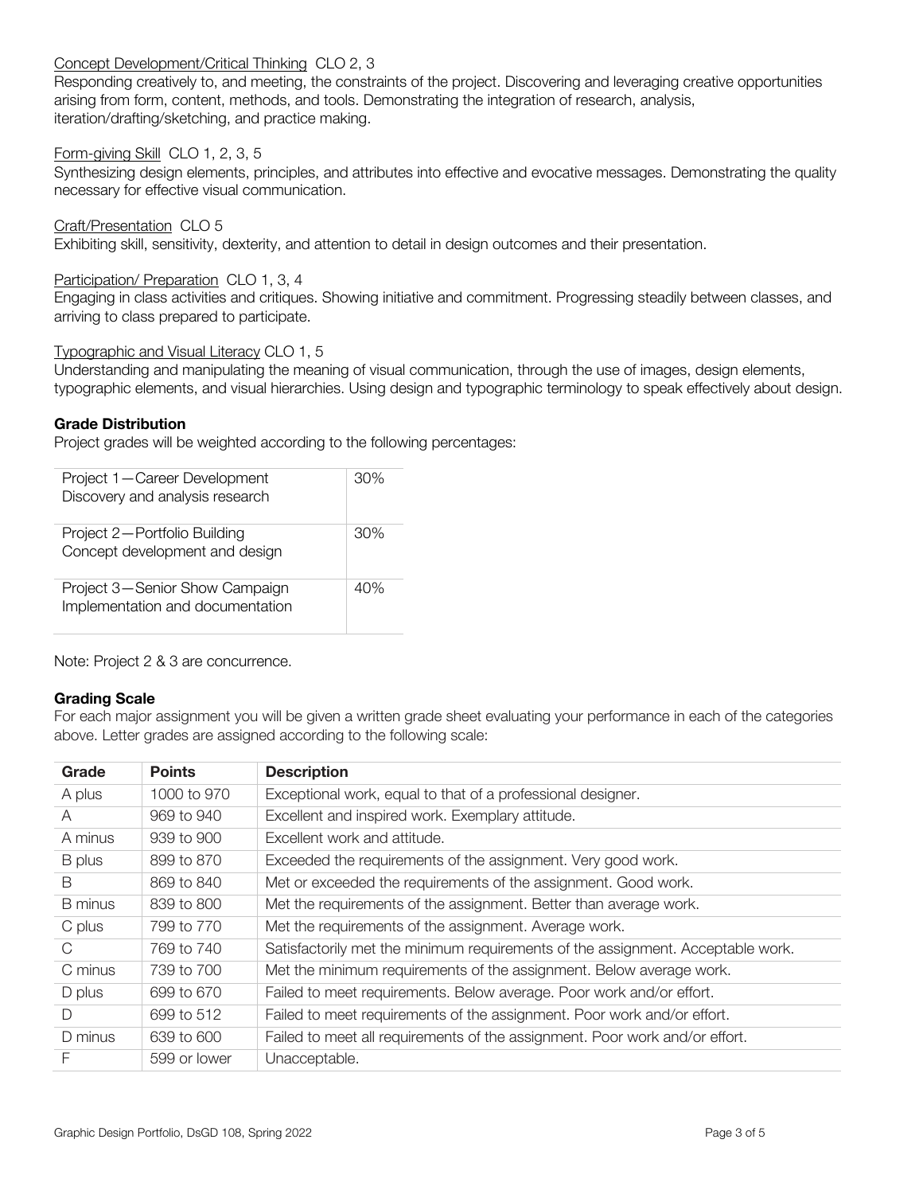Concept Development/Critical Thinking  CLO 2, 3
Responding creatively to, and meeting, the constraints of the project. Discovering and leveraging creative opportunities arising from form, content, methods, and tools. Demonstrating the integration of research, analysis, iteration/drafting/sketching, and practice making.

Form-giving Skill  CLO 1, 2, 3, 5
Synthesizing design elements, principles, and attributes into effective and evocative messages. Demonstrating the quality necessary for effective visual communication.

Craft/Presentation  CLO 5
Exhibiting skill, sensitivity, dexterity, and attention to detail in design outcomes and their presentation.

Participation/ Preparation  CLO 1, 3, 4
Engaging in class activities and critiques. Showing initiative and commitment. Progressing steadily between classes, and arriving to class prepared to participate.

Typographic and Visual Literacy CLO 1, 5
Understanding and manipulating the meaning of visual communication, through the use of images, design elements, typographic elements, and visual hierarchies. Using design and typographic terminology to speak effectively about design.

**Grade Distribution**

Project grades will be weighted according to the following percentages:

| Project | Weight |
|---|---|
| Project 1—Career Development<br>Discovery and analysis research | 30% |
| Project 2—Portfolio Building<br>Concept development and design | 30% |
| Project 3—Senior Show Campaign<br>Implementation and documentation | 40% |

Note: Project 2 & 3 are concurrence.

**Grading Scale**

For each major assignment you will be given a written grade sheet evaluating your performance in each of the categories above. Letter grades are assigned according to the following scale:

| Grade | Points | Description |
|---|---|---|
| A plus | 1000 to 970 | Exceptional work, equal to that of a professional designer. |
| A | 969 to 940 | Excellent and inspired work. Exemplary attitude. |
| A minus | 939 to 900 | Excellent work and attitude. |
| B plus | 899 to 870 | Exceeded the requirements of the assignment. Very good work. |
| B | 869 to 840 | Met or exceeded the requirements of the assignment. Good work. |
| B minus | 839 to 800 | Met the requirements of the assignment. Better than average work. |
| C plus | 799 to 770 | Met the requirements of the assignment. Average work. |
| C | 769 to 740 | Satisfactorily met the minimum requirements of the assignment. Acceptable work. |
| C minus | 739 to 700 | Met the minimum requirements of the assignment. Below average work. |
| D plus | 699 to 670 | Failed to meet requirements. Below average. Poor work and/or effort. |
| D | 699 to 512 | Failed to meet requirements of the assignment. Poor work and/or effort. |
| D minus | 639 to 600 | Failed to meet all requirements of the assignment. Poor work and/or effort. |
| F | 599 or lower | Unacceptable. |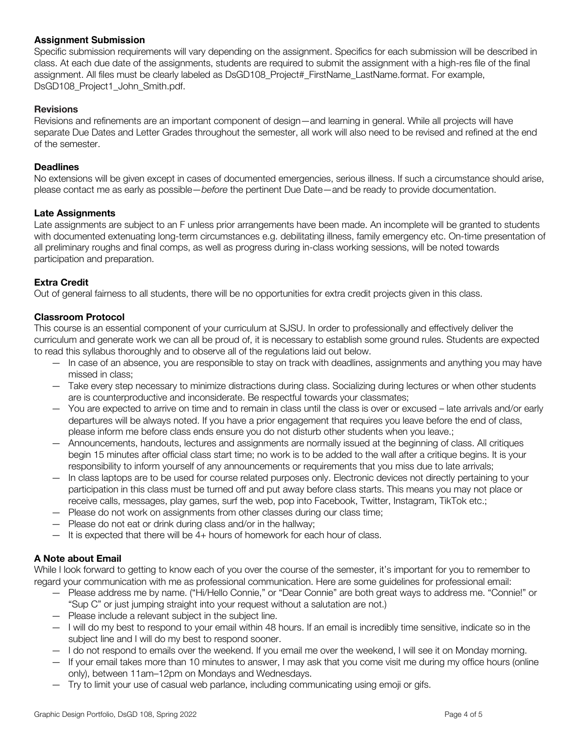### Assignment Submission

Specific submission requirements will vary depending on the assignment. Specifics for each submission will be described in class. At each due date of the assignments, students are required to submit the assignment with a high-res file of the final assignment. All files must be clearly labeled as DsGD108_Project#_FirstName_LastName.format. For example, DsGD108_Project1_John_Smith.pdf.

### Revisions

Revisions and refinements are an important component of design—and learning in general. While all projects will have separate Due Dates and Letter Grades throughout the semester, all work will also need to be revised and refined at the end of the semester.

### Deadlines

No extensions will be given except in cases of documented emergencies, serious illness. If such a circumstance should arise, please contact me as early as possible—*before* the pertinent Due Date—and be ready to provide documentation.

### Late Assignments

Late assignments are subject to an F unless prior arrangements have been made. An incomplete will be granted to students with documented extenuating long-term circumstances e.g. debilitating illness, family emergency etc. On-time presentation of all preliminary roughs and final comps, as well as progress during in-class working sessions, will be noted towards participation and preparation.

### Extra Credit

Out of general fairness to all students, there will be no opportunities for extra credit projects given in this class.

### Classroom Protocol

This course is an essential component of your curriculum at SJSU. In order to professionally and effectively deliver the curriculum and generate work we can all be proud of, it is necessary to establish some ground rules. Students are expected to read this syllabus thoroughly and to observe all of the regulations laid out below.

- In case of an absence, you are responsible to stay on track with deadlines, assignments and anything you may have missed in class;
- Take every step necessary to minimize distractions during class. Socializing during lectures or when other students are is counterproductive and inconsiderate. Be respectful towards your classmates;
- You are expected to arrive on time and to remain in class until the class is over or excused – late arrivals and/or early departures will be always noted. If you have a prior engagement that requires you leave before the end of class, please inform me before class ends ensure you do not disturb other students when you leave.;
- Announcements, handouts, lectures and assignments are normally issued at the beginning of class. All critiques begin 15 minutes after official class start time; no work is to be added to the wall after a critique begins. It is your responsibility to inform yourself of any announcements or requirements that you miss due to late arrivals;
- In class laptops are to be used for course related purposes only. Electronic devices not directly pertaining to your participation in this class must be turned off and put away before class starts. This means you may not place or receive calls, messages, play games, surf the web, pop into Facebook, Twitter, Instagram, TikTok etc.;
- Please do not work on assignments from other classes during our class time;
- Please do not eat or drink during class and/or in the hallway;
- It is expected that there will be 4+ hours of homework for each hour of class.

### A Note about Email

While I look forward to getting to know each of you over the course of the semester, it's important for you to remember to regard your communication with me as professional communication. Here are some guidelines for professional email:

- Please address me by name. ("Hi/Hello Connie," or "Dear Connie" are both great ways to address me. "Connie!" or "Sup C" or just jumping straight into your request without a salutation are not.)
- Please include a relevant subject in the subject line.
- I will do my best to respond to your email within 48 hours. If an email is incredibly time sensitive, indicate so in the subject line and I will do my best to respond sooner.
- I do not respond to emails over the weekend. If you email me over the weekend, I will see it on Monday morning.
- If your email takes more than 10 minutes to answer, I may ask that you come visit me during my office hours (online only), between 11am–12pm on Mondays and Wednesdays.
- Try to limit your use of casual web parlance, including communicating using emoji or gifs.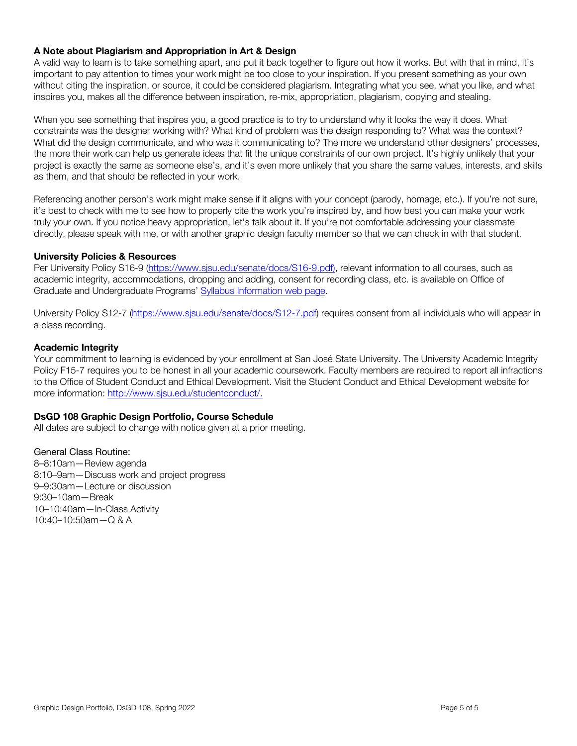### A Note about Plagiarism and Appropriation in Art & Design

A valid way to learn is to take something apart, and put it back together to figure out how it works. But with that in mind, it's important to pay attention to times your work might be too close to your inspiration. If you present something as your own without citing the inspiration, or source, it could be considered plagiarism. Integrating what you see, what you like, and what inspires you, makes all the difference between inspiration, re-mix, appropriation, plagiarism, copying and stealing.

When you see something that inspires you, a good practice is to try to understand why it looks the way it does. What constraints was the designer working with? What kind of problem was the design responding to? What was the context? What did the design communicate, and who was it communicating to? The more we understand other designers' processes, the more their work can help us generate ideas that fit the unique constraints of our own project. It's highly unlikely that your project is exactly the same as someone else's, and it's even more unlikely that you share the same values, interests, and skills as them, and that should be reflected in your work.

Referencing another person's work might make sense if it aligns with your concept (parody, homage, etc.). If you're not sure, it's best to check with me to see how to properly cite the work you're inspired by, and how best you can make your work truly your own. If you notice heavy appropriation, let's talk about it. If you're not comfortable addressing your classmate directly, please speak with me, or with another graphic design faculty member so that we can check in with that student.

### University Policies & Resources

Per University Policy S16-9 (https://www.sjsu.edu/senate/docs/S16-9.pdf), relevant information to all courses, such as academic integrity, accommodations, dropping and adding, consent for recording class, etc. is available on Office of Graduate and Undergraduate Programs' Syllabus Information web page.

University Policy S12-7 (https://www.sjsu.edu/senate/docs/S12-7.pdf) requires consent from all individuals who will appear in a class recording.

### Academic Integrity

Your commitment to learning is evidenced by your enrollment at San José State University. The University Academic Integrity Policy F15-7 requires you to be honest in all your academic coursework. Faculty members are required to report all infractions to the Office of Student Conduct and Ethical Development. Visit the Student Conduct and Ethical Development website for more information: http://www.sjsu.edu/studentconduct/.

### DsGD 108 Graphic Design Portfolio, Course Schedule

All dates are subject to change with notice given at a prior meeting.

General Class Routine:
8–8:10am—Review agenda
8:10–9am—Discuss work and project progress
9–9:30am—Lecture or discussion
9:30–10am—Break
10–10:40am—In-Class Activity
10:40–10:50am—Q & A